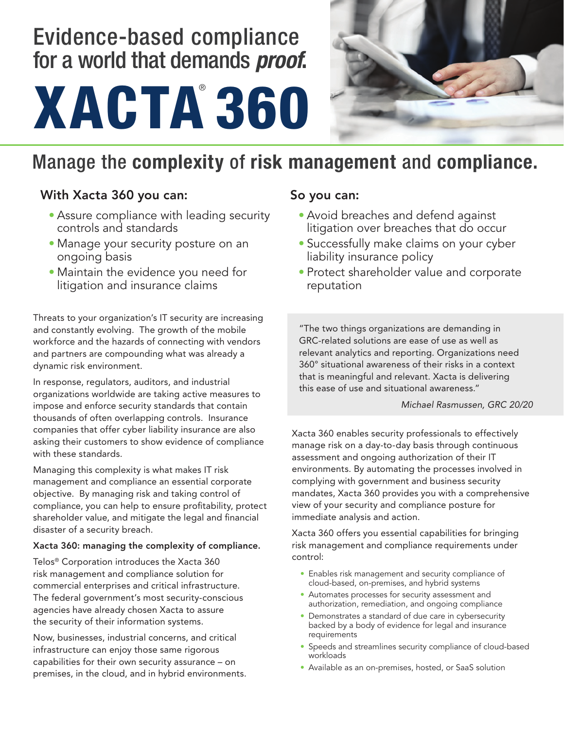# Evidence-based compliance for a world that demands *proof.*

# XACTA® 360

## Manage the **complexity** of **risk management** and **compliance.**

### With Xacta 360 you can:

- Assure compliance with leading security controls and standards
- Manage your security posture on an ongoing basis
- Maintain the evidence you need for litigation and insurance claims

### So you can:

- Avoid breaches and defend against litigation over breaches that do occur
- Successfully make claims on your cyber liability insurance policy
- Protect shareholder value and corporate reputation

Threats to your organization's IT security are increasing and constantly evolving. The growth of the mobile workforce and the hazards of connecting with vendors and partners are compounding what was already a dynamic risk environment.

In response, regulators, auditors, and industrial organizations worldwide are taking active measures to impose and enforce security standards that contain thousands of often overlapping controls. Insurance companies that offer cyber liability insurance are also asking their customers to show evidence of compliance with these standards.

Managing this complexity is what makes IT risk management and compliance an essential corporate objective. By managing risk and taking control of compliance, you can help to ensure profitability, protect shareholder value, and mitigate the legal and financial disaster of a security breach.

**Xacta 360: managing the complexity of compliance.**

Telos® Corporation introduces the Xacta 360 risk management and compliance solution for commercial enterprises and critical infrastructure. The federal government's most security-conscious agencies have already chosen Xacta to assure the security of their information systems.

Now, businesses, industrial concerns, and critical infrastructure can enjoy those same rigorous capabilities for their own security assurance – on premises, in the cloud, and in hybrid environments.

> "The two things organizations are demanding in GRC-related solutions are ease of use as well as relevant analytics and reporting. Organizations need 360° situational awareness of their risks in a context that is meaningful and relevant. Xacta is delivering this ease of use and situational awareness."
>
> *Michael Rasmussen, GRC 20/20*

Xacta 360 enables security professionals to effectively manage risk on a day-to-day basis through continuous assessment and ongoing authorization of their IT environments. By automating the processes involved in complying with government and business security mandates, Xacta 360 provides you with a comprehensive view of your security and compliance posture for immediate analysis and action.

Xacta 360 offers you essential capabilities for bringing risk management and compliance requirements under control:

- Enables risk management and security compliance of cloud-based, on-premises, and hybrid systems
- Automates processes for security assessment and authorization, remediation, and ongoing compliance
- Demonstrates a standard of due care in cybersecurity backed by a body of evidence for legal and insurance requirements
- Speeds and streamlines security compliance of cloud-based workloads
- Available as an on-premises, hosted, or SaaS solution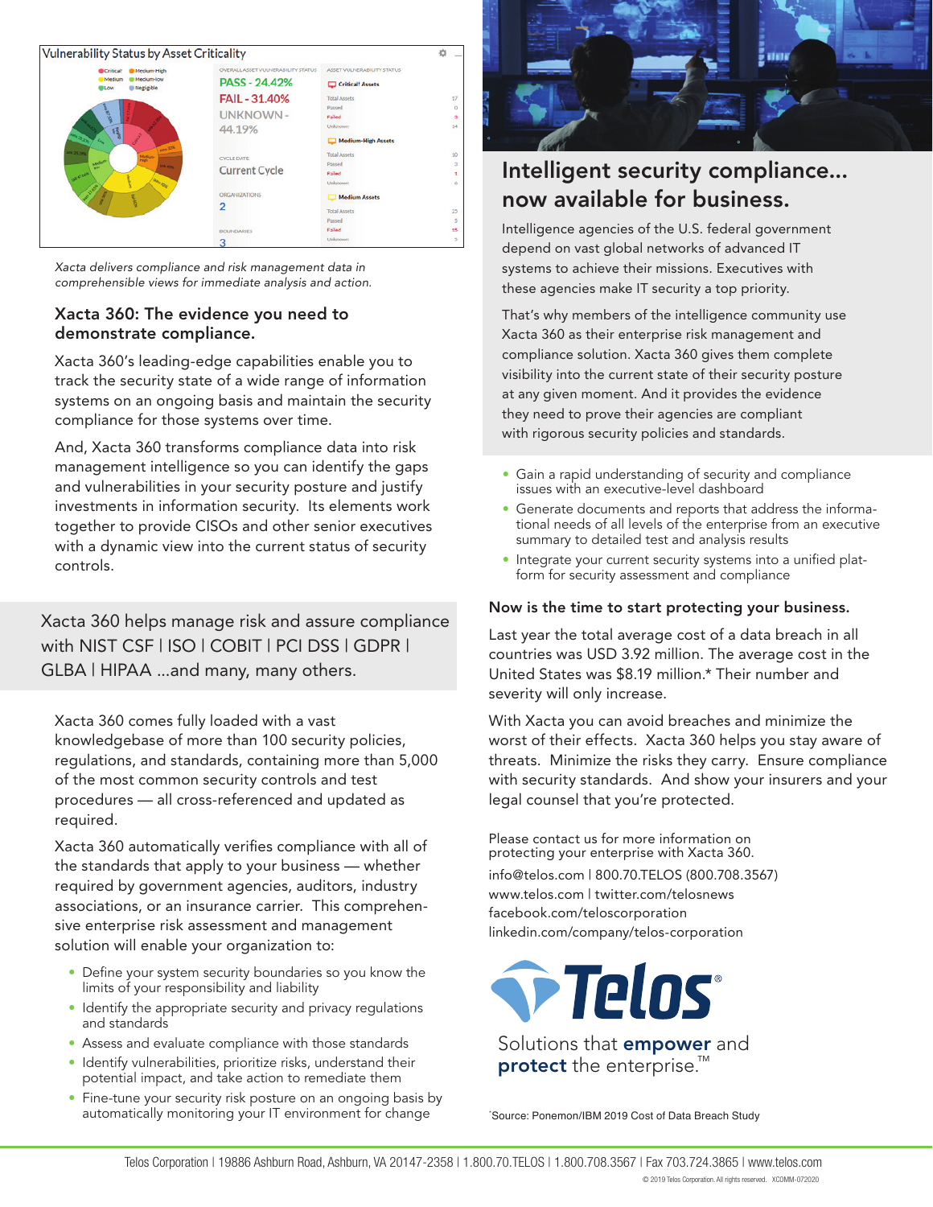Vulnerability Status by Asset Criticality

Critical
Medium-High
Medium
Medium-low
Low
Negligible

OVERALL ASSET VULNERABILITY STATUS
PASS - 24.42%
FAIL - 31.40%
UNKNOWN - 44.19%

CYCLE DATE
Current Cycle

ORGANIZATION
2

BOUNDARIES
3

ASSET VULNERABILITY STATUS

Critical Assets
Total Assets 17
Passed 0
Failed 3
Unknown 14

Medium-High Assets
Total Assets 10
Passed 3
Failed 1
Unknown 6

Medium Assets
Total Assets 25
Passed 5
Failed 15
Unknown 5

*Xacta delivers compliance and risk management data in comprehensible views for immediate analysis and action.*

## Xacta 360: The evidence you need to demonstrate compliance.

Xacta 360's leading-edge capabilities enable you to track the security state of a wide range of information systems on an ongoing basis and maintain the security compliance for those systems over time.

And, Xacta 360 transforms compliance data into risk management intelligence so you can identify the gaps and vulnerabilities in your security posture and justify investments in information security. Its elements work together to provide CISOs and other senior executives with a dynamic view into the current status of security controls.

Xacta 360 helps manage risk and assure compliance with NIST CSF | ISO | COBIT | PCI DSS | GDPR | GLBA | HIPAA ...and many, many others.

Xacta 360 comes fully loaded with a vast knowledgebase of more than 100 security policies, regulations, and standards, containing more than 5,000 of the most common security controls and test procedures — all cross-referenced and updated as required.

Xacta 360 automatically verifies compliance with all of the standards that apply to your business — whether required by government agencies, auditors, industry associations, or an insurance carrier. This comprehensive enterprise risk assessment and management solution will enable your organization to:

- Define your system security boundaries so you know the limits of your responsibility and liability
- Identify the appropriate security and privacy regulations and standards
- Assess and evaluate compliance with those standards
- Identify vulnerabilities, prioritize risks, understand their potential impact, and take action to remediate them
- Fine-tune your security risk posture on an ongoing basis by automatically monitoring your IT environment for change

## Intelligent security compliance... now available for business.

Intelligence agencies of the U.S. federal government depend on vast global networks of advanced IT systems to achieve their missions. Executives with these agencies make IT security a top priority.

That's why members of the intelligence community use Xacta 360 as their enterprise risk management and compliance solution. Xacta 360 gives them complete visibility into the current state of their security posture at any given moment. And it provides the evidence they need to prove their agencies are compliant with rigorous security policies and standards.

- Gain a rapid understanding of security and compliance issues with an executive-level dashboard
- Generate documents and reports that address the informational needs of all levels of the enterprise from an executive summary to detailed test and analysis results
- Integrate your current security systems into a unified platform for security assessment and compliance

### Now is the time to start protecting your business.

Last year the total average cost of a data breach in all countries was USD 3.92 million. The average cost in the United States was $8.19 million.* Their number and severity will only increase.

With Xacta you can avoid breaches and minimize the worst of their effects. Xacta 360 helps you stay aware of threats. Minimize the risks they carry. Ensure compliance with security standards. And show your insurers and your legal counsel that you're protected.

Please contact us for more information on protecting your enterprise with Xacta 360.

info@telos.com | 800.70.TELOS (800.708.3567)
www.telos.com | twitter.com/telosnews
facebook.com/teloscorporation
linkedin.com/company/telos-corporation

Telos®

Solutions that **empower** and **protect** the enterprise.™

*Source: Ponemon/IBM 2019 Cost of Data Breach Study

Telos Corporation | 19886 Ashburn Road, Ashburn, VA 20147-2358 | 1.800.70.TELOS | 1.800.708.3567 | Fax 703.724.3865 | www.telos.com

© 2019 Telos Corporation. All rights reserved. XCOMM-072020